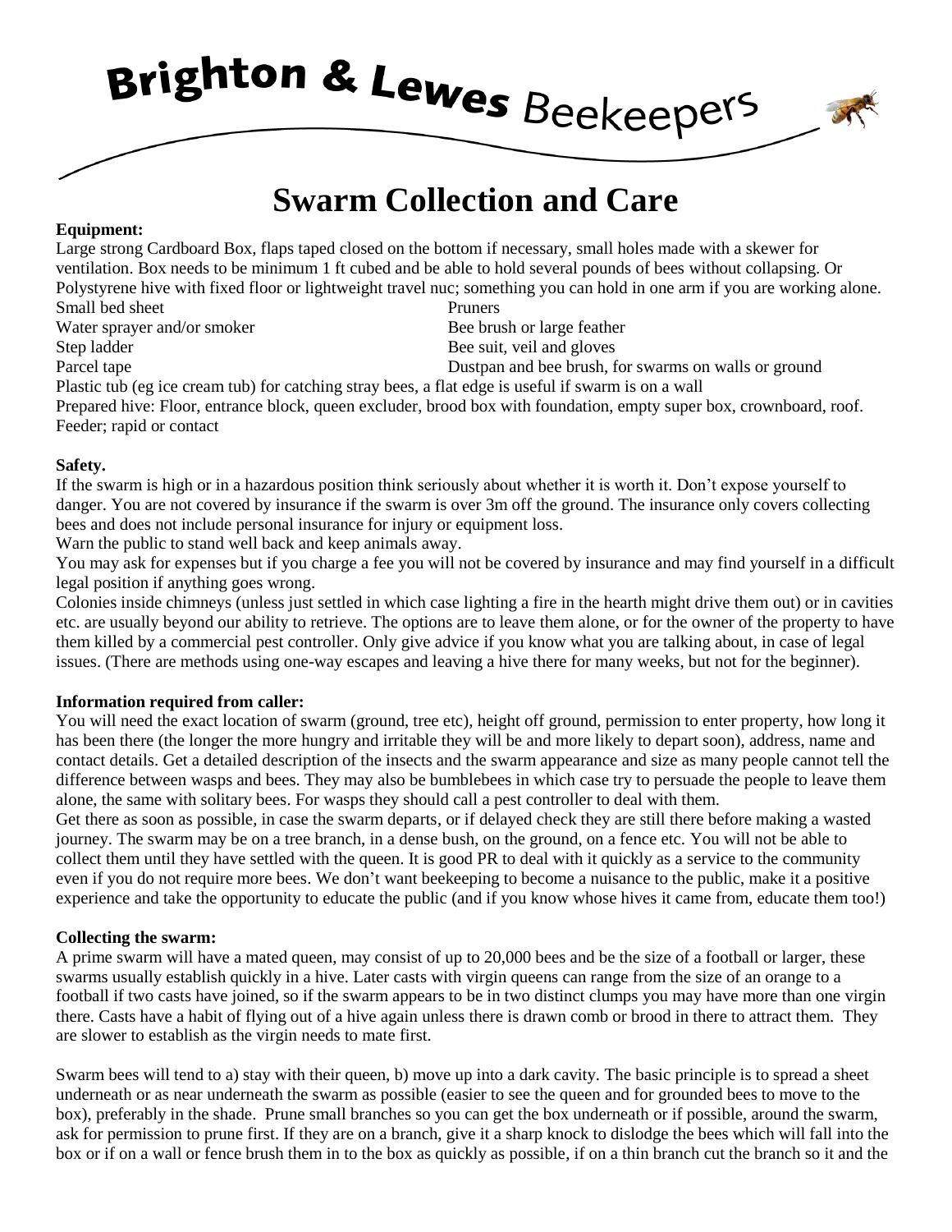# Brighton & Lewes Beekeepers

## Swarm Collection and Care

**Equipment:**

Large strong Cardboard Box, flaps taped closed on the bottom if necessary, small holes made with a skewer for ventilation. Box needs to be minimum 1 ft cubed and be able to hold several pounds of bees without collapsing. Or Polystyrene hive with fixed floor or lightweight travel nuc; something you can hold in one arm if you are working alone.

- Small bed sheet
- Pruners
- Water sprayer and/or smoker
- Bee brush or large feather
- Step ladder
- Bee suit, veil and gloves
- Parcel tape
- Dustpan and bee brush, for swarms on walls or ground

Plastic tub (eg ice cream tub) for catching stray bees, a flat edge is useful if swarm is on a wall

Prepared hive: Floor, entrance block, queen excluder, brood box with foundation, empty super box, crownboard, roof.

Feeder; rapid or contact

**Safety.**

If the swarm is high or in a hazardous position think seriously about whether it is worth it. Don't expose yourself to danger. You are not covered by insurance if the swarm is over 3m off the ground. The insurance only covers collecting bees and does not include personal insurance for injury or equipment loss.

Warn the public to stand well back and keep animals away.

You may ask for expenses but if you charge a fee you will not be covered by insurance and may find yourself in a difficult legal position if anything goes wrong.

Colonies inside chimneys (unless just settled in which case lighting a fire in the hearth might drive them out) or in cavities etc. are usually beyond our ability to retrieve. The options are to leave them alone, or for the owner of the property to have them killed by a commercial pest controller. Only give advice if you know what you are talking about, in case of legal issues. (There are methods using one-way escapes and leaving a hive there for many weeks, but not for the beginner).

**Information required from caller:**

You will need the exact location of swarm (ground, tree etc), height off ground, permission to enter property, how long it has been there (the longer the more hungry and irritable they will be and more likely to depart soon), address, name and contact details. Get a detailed description of the insects and the swarm appearance and size as many people cannot tell the difference between wasps and bees. They may also be bumblebees in which case try to persuade the people to leave them alone, the same with solitary bees. For wasps they should call a pest controller to deal with them.

Get there as soon as possible, in case the swarm departs, or if delayed check they are still there before making a wasted journey. The swarm may be on a tree branch, in a dense bush, on the ground, on a fence etc. You will not be able to collect them until they have settled with the queen. It is good PR to deal with it quickly as a service to the community even if you do not require more bees. We don't want beekeeping to become a nuisance to the public, make it a positive experience and take the opportunity to educate the public (and if you know whose hives it came from, educate them too!)

**Collecting the swarm:**

A prime swarm will have a mated queen, may consist of up to 20,000 bees and be the size of a football or larger, these swarms usually establish quickly in a hive. Later casts with virgin queens can range from the size of an orange to a football if two casts have joined, so if the swarm appears to be in two distinct clumps you may have more than one virgin there. Casts have a habit of flying out of a hive again unless there is drawn comb or brood in there to attract them. They are slower to establish as the virgin needs to mate first.

Swarm bees will tend to a) stay with their queen, b) move up into a dark cavity. The basic principle is to spread a sheet underneath or as near underneath the swarm as possible (easier to see the queen and for grounded bees to move to the box), preferably in the shade. Prune small branches so you can get the box underneath or if possible, around the swarm, ask for permission to prune first. If they are on a branch, give it a sharp knock to dislodge the bees which will fall into the box or if on a wall or fence brush them in to the box as quickly as possible, if on a thin branch cut the branch so it and the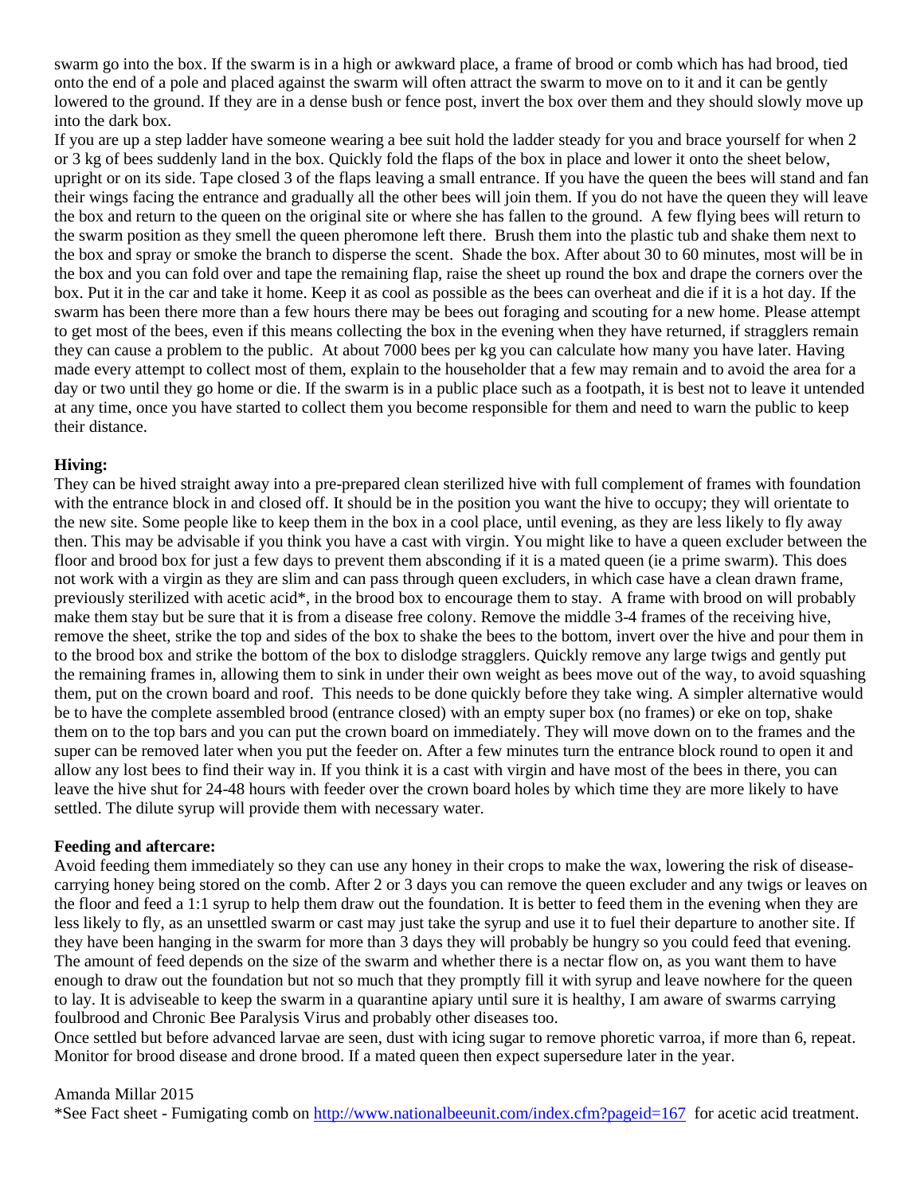swarm go into the box. If the swarm is in a high or awkward place, a frame of brood or comb which has had brood, tied onto the end of a pole and placed against the swarm will often attract the swarm to move on to it and it can be gently lowered to the ground. If they are in a dense bush or fence post, invert the box over them and they should slowly move up into the dark box.

If you are up a step ladder have someone wearing a bee suit hold the ladder steady for you and brace yourself for when 2 or 3 kg of bees suddenly land in the box. Quickly fold the flaps of the box in place and lower it onto the sheet below, upright or on its side. Tape closed 3 of the flaps leaving a small entrance. If you have the queen the bees will stand and fan their wings facing the entrance and gradually all the other bees will join them. If you do not have the queen they will leave the box and return to the queen on the original site or where she has fallen to the ground. A few flying bees will return to the swarm position as they smell the queen pheromone left there. Brush them into the plastic tub and shake them next to the box and spray or smoke the branch to disperse the scent. Shade the box. After about 30 to 60 minutes, most will be in the box and you can fold over and tape the remaining flap, raise the sheet up round the box and drape the corners over the box. Put it in the car and take it home. Keep it as cool as possible as the bees can overheat and die if it is a hot day. If the swarm has been there more than a few hours there may be bees out foraging and scouting for a new home. Please attempt to get most of the bees, even if this means collecting the box in the evening when they have returned, if stragglers remain they can cause a problem to the public. At about 7000 bees per kg you can calculate how many you have later. Having made every attempt to collect most of them, explain to the householder that a few may remain and to avoid the area for a day or two until they go home or die. If the swarm is in a public place such as a footpath, it is best not to leave it untended at any time, once you have started to collect them you become responsible for them and need to warn the public to keep their distance.

**Hiving:**

They can be hived straight away into a pre-prepared clean sterilized hive with full complement of frames with foundation with the entrance block in and closed off. It should be in the position you want the hive to occupy; they will orientate to the new site. Some people like to keep them in the box in a cool place, until evening, as they are less likely to fly away then. This may be advisable if you think you have a cast with virgin. You might like to have a queen excluder between the floor and brood box for just a few days to prevent them absconding if it is a mated queen (ie a prime swarm). This does not work with a virgin as they are slim and can pass through queen excluders, in which case have a clean drawn frame, previously sterilized with acetic acid*, in the brood box to encourage them to stay. A frame with brood on will probably make them stay but be sure that it is from a disease free colony. Remove the middle 3-4 frames of the receiving hive, remove the sheet, strike the top and sides of the box to shake the bees to the bottom, invert over the hive and pour them in to the brood box and strike the bottom of the box to dislodge stragglers. Quickly remove any large twigs and gently put the remaining frames in, allowing them to sink in under their own weight as bees move out of the way, to avoid squashing them, put on the crown board and roof. This needs to be done quickly before they take wing. A simpler alternative would be to have the complete assembled brood (entrance closed) with an empty super box (no frames) or eke on top, shake them on to the top bars and you can put the crown board on immediately. They will move down on to the frames and the super can be removed later when you put the feeder on. After a few minutes turn the entrance block round to open it and allow any lost bees to find their way in. If you think it is a cast with virgin and have most of the bees in there, you can leave the hive shut for 24-48 hours with feeder over the crown board holes by which time they are more likely to have settled. The dilute syrup will provide them with necessary water.

**Feeding and aftercare:**

Avoid feeding them immediately so they can use any honey in their crops to make the wax, lowering the risk of disease-carrying honey being stored on the comb. After 2 or 3 days you can remove the queen excluder and any twigs or leaves on the floor and feed a 1:1 syrup to help them draw out the foundation. It is better to feed them in the evening when they are less likely to fly, as an unsettled swarm or cast may just take the syrup and use it to fuel their departure to another site. If they have been hanging in the swarm for more than 3 days they will probably be hungry so you could feed that evening. The amount of feed depends on the size of the swarm and whether there is a nectar flow on, as you want them to have enough to draw out the foundation but not so much that they promptly fill it with syrup and leave nowhere for the queen to lay. It is adviseable to keep the swarm in a quarantine apiary until sure it is healthy, I am aware of swarms carrying foulbrood and Chronic Bee Paralysis Virus and probably other diseases too.

Once settled but before advanced larvae are seen, dust with icing sugar to remove phoretic varroa, if more than 6, repeat. Monitor for brood disease and drone brood. If a mated queen then expect supersedure later in the year.

Amanda Millar 2015

*See Fact sheet - Fumigating comb on http://www.nationalbeeunit.com/index.cfm?pageid=167 for acetic acid treatment.